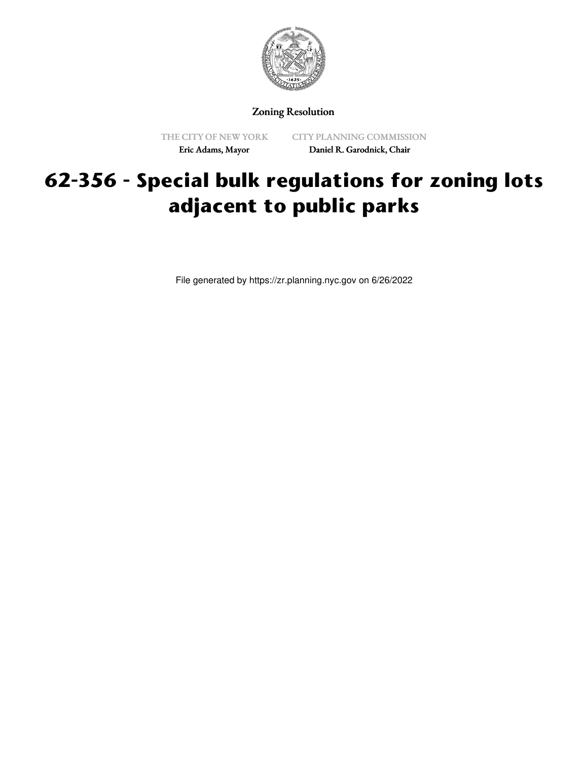Zoning Resolution

THE CITY OF NEW YORK
Eric Adams, Mayor

CITY PLANNING COMMISSION
Daniel R. Garodnick, Chair

# 62-356 - Special bulk regulations for zoning lots adjacent to public parks

File generated by https://zr.planning.nyc.gov on 6/26/2022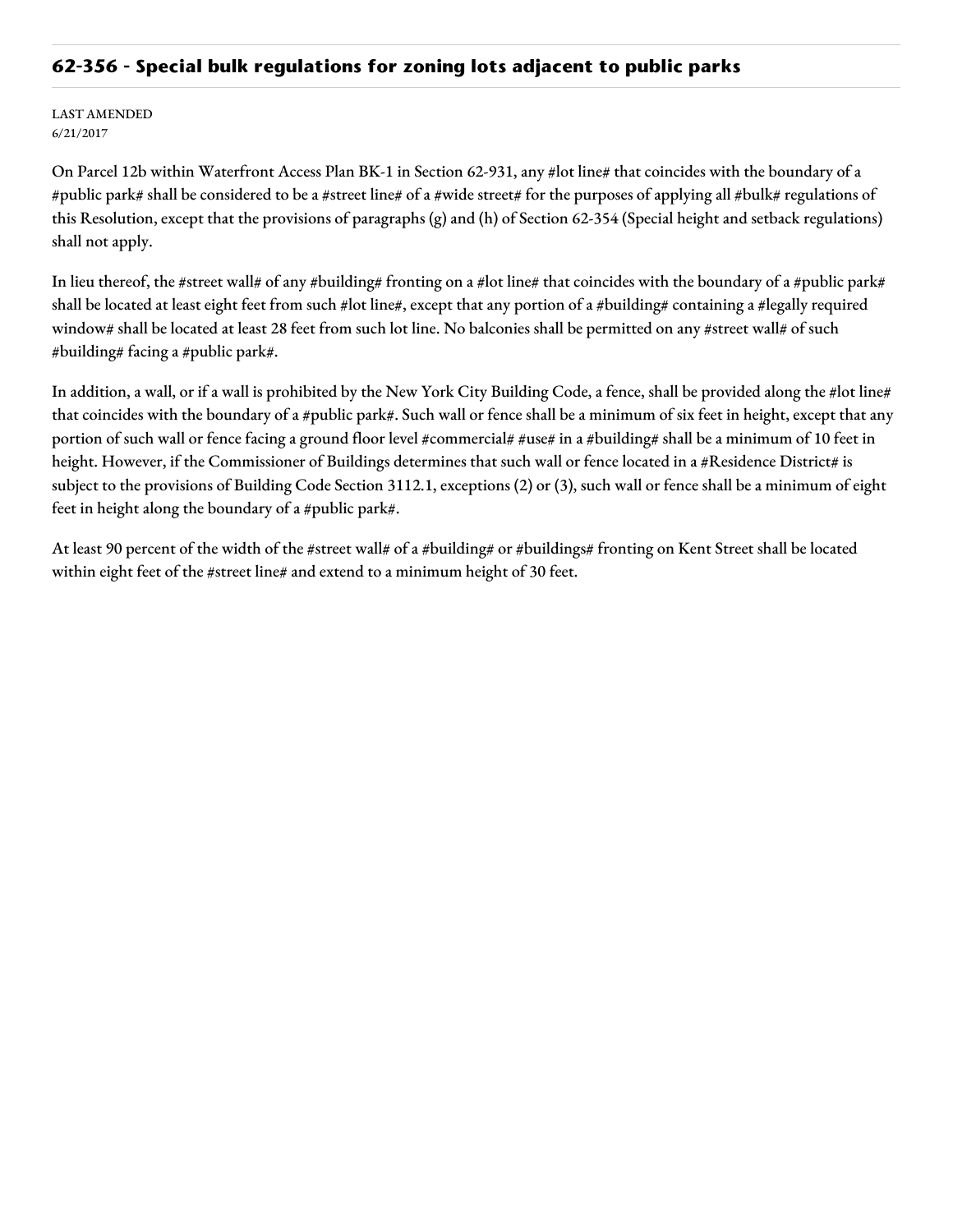## 62-356 - Special bulk regulations for zoning lots adjacent to public parks

LAST AMENDED
6/21/2017

On Parcel 12b within Waterfront Access Plan BK-1 in Section 62-931, any #lot line# that coincides with the boundary of a #public park# shall be considered to be a #street line# of a #wide street# for the purposes of applying all #bulk# regulations of this Resolution, except that the provisions of paragraphs (g) and (h) of Section 62-354 (Special height and setback regulations) shall not apply.

In lieu thereof, the #street wall# of any #building# fronting on a #lot line# that coincides with the boundary of a #public park# shall be located at least eight feet from such #lot line#, except that any portion of a #building# containing a #legally required window# shall be located at least 28 feet from such lot line. No balconies shall be permitted on any #street wall# of such #building# facing a #public park#.

In addition, a wall, or if a wall is prohibited by the New York City Building Code, a fence, shall be provided along the #lot line# that coincides with the boundary of a #public park#. Such wall or fence shall be a minimum of six feet in height, except that any portion of such wall or fence facing a ground floor level #commercial# #use# in a #building# shall be a minimum of 10 feet in height. However, if the Commissioner of Buildings determines that such wall or fence located in a #Residence District# is subject to the provisions of Building Code Section 3112.1, exceptions (2) or (3), such wall or fence shall be a minimum of eight feet in height along the boundary of a #public park#.

At least 90 percent of the width of the #street wall# of a #building# or #buildings# fronting on Kent Street shall be located within eight feet of the #street line# and extend to a minimum height of 30 feet.